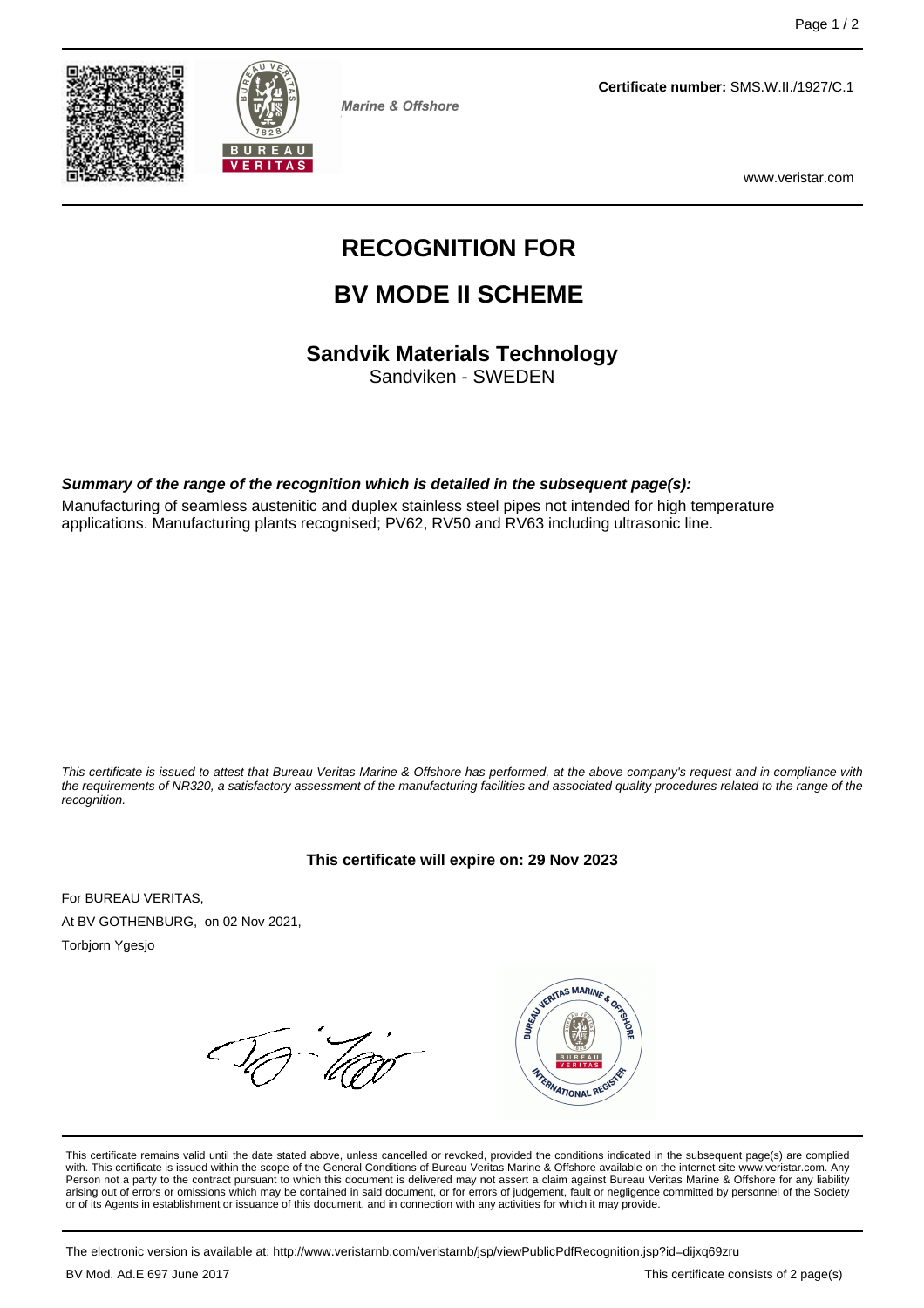Marine & Offshore

**Certificate number:** SMS.W.II./1927/C.1

www.veristar.com

# RECOGNITION FOR

# BV MODE II SCHEME

## Sandvik Materials Technology

Sandviken - SWEDEN

***Summary of the range of the recognition which is detailed in the subsequent page(s):***

Manufacturing of seamless austenitic and duplex stainless steel pipes not intended for high temperature applications. Manufacturing plants recognised; PV62, RV50 and RV63 including ultrasonic line.

*This certificate is issued to attest that Bureau Veritas Marine & Offshore has performed, at the above company's request and in compliance with the requirements of NR320, a satisfactory assessment of the manufacturing facilities and associated quality procedures related to the range of the recognition.*

**This certificate will expire on: 29 Nov 2023**

For BUREAU VERITAS,

At BV GOTHENBURG, on 02 Nov 2021,

Torbjorn Ygesjo

This certificate remains valid until the date stated above, unless cancelled or revoked, provided the conditions indicated in the subsequent page(s) are complied with. This certificate is issued within the scope of the General Conditions of Bureau Veritas Marine & Offshore available on the internet site www.veristar.com. Any Person not a party to the contract pursuant to which this document is delivered may not assert a claim against Bureau Veritas Marine & Offshore for any liability arising out of errors or omissions which may be contained in said document, or for errors of judgement, fault or negligence committed by personnel of the Society or of its Agents in establishment or issuance of this document, and in connection with any activities for which it may provide.

The electronic version is available at: http://www.veristarnb.com/veristarnb/jsp/viewPublicPdfRecognition.jsp?id=dijxq69zru

BV Mod. Ad.E 697 June 2017

This certificate consists of 2 page(s)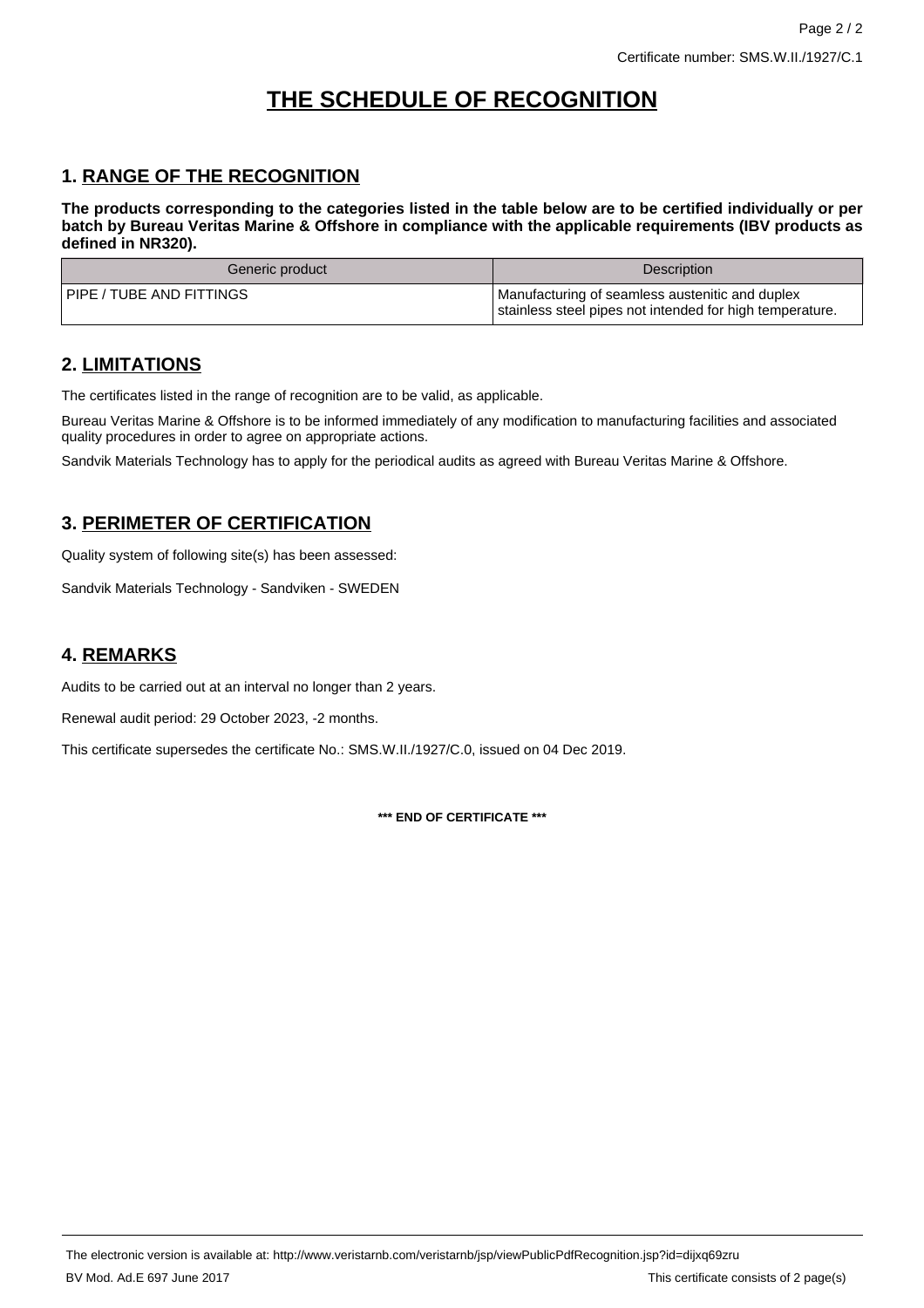Certificate number: SMS.W.II./1927/C.1

# THE SCHEDULE OF RECOGNITION

## 1. RANGE OF THE RECOGNITION

**The products corresponding to the categories listed in the table below are to be certified individually or per batch by Bureau Veritas Marine & Offshore in compliance with the applicable requirements (IBV products as defined in NR320).**

| Generic product | Description |
| --- | --- |
| PIPE / TUBE AND FITTINGS | Manufacturing of seamless austenitic and duplex stainless steel pipes not intended for high temperature. |

## 2. LIMITATIONS

The certificates listed in the range of recognition are to be valid, as applicable.

Bureau Veritas Marine & Offshore is to be informed immediately of any modification to manufacturing facilities and associated quality procedures in order to agree on appropriate actions.

Sandvik Materials Technology has to apply for the periodical audits as agreed with Bureau Veritas Marine & Offshore.

## 3. PERIMETER OF CERTIFICATION

Quality system of following site(s) has been assessed:

Sandvik Materials Technology - Sandviken - SWEDEN

## 4. REMARKS

Audits to be carried out at an interval no longer than 2 years.

Renewal audit period: 29 October 2023, -2 months.

This certificate supersedes the certificate No.: SMS.W.II./1927/C.0, issued on 04 Dec 2019.

**\*\*\* END OF CERTIFICATE \*\*\***

The electronic version is available at: http://www.veristarnb.com/veristarnb/jsp/viewPublicPdfRecognition.jsp?id=dijxq69zru

BV Mod. Ad.E 697 June 2017

This certificate consists of 2 page(s)